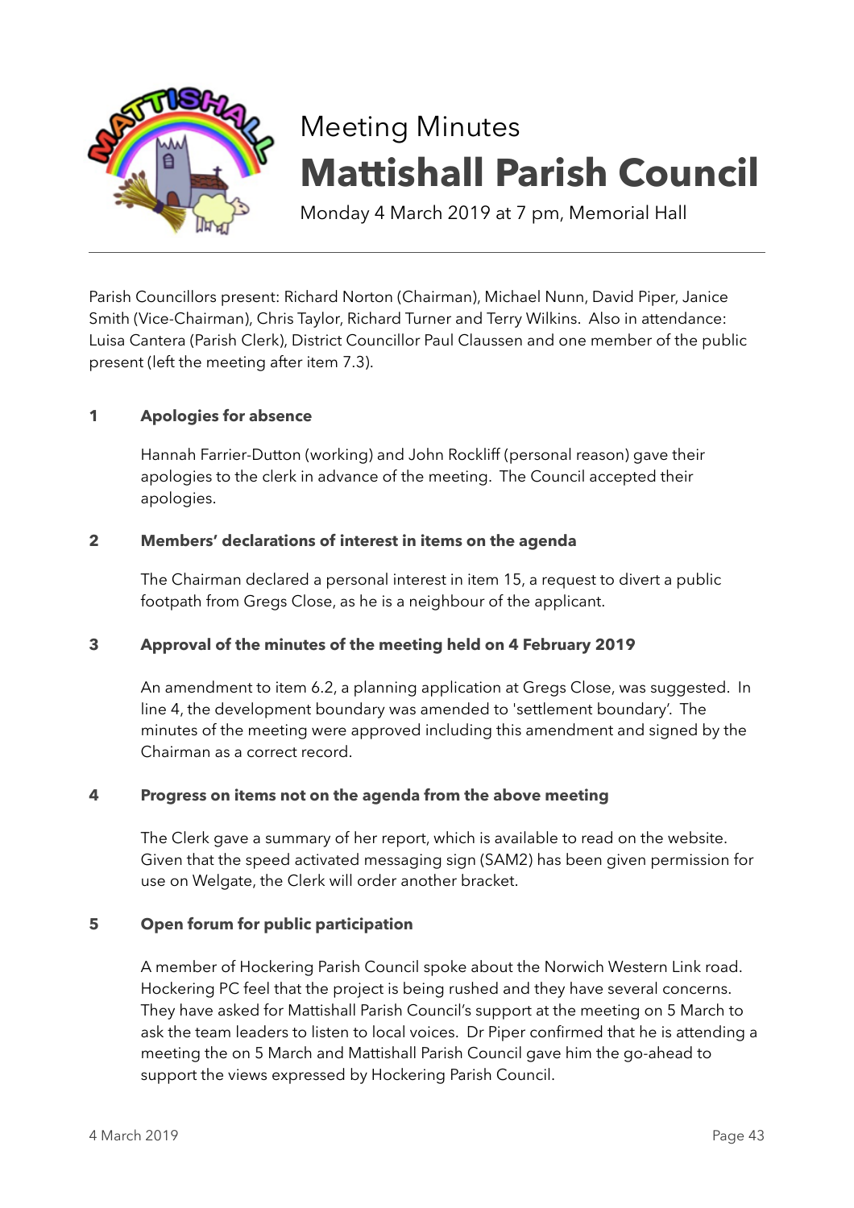# Meeting Minutes

# Mattishall Parish Council

Monday 4 March 2019 at 7 pm, Memorial Hall

---

Parish Councillors present: Richard Norton (Chairman), Michael Nunn, David Piper, Janice Smith (Vice-Chairman), Chris Taylor, Richard Turner and Terry Wilkins. Also in attendance: Luisa Cantera (Parish Clerk), District Councillor Paul Claussen and one member of the public present (left the meeting after item 7.3).

## 1 Apologies for absence

Hannah Farrier-Dutton (working) and John Rockliff (personal reason) gave their apologies to the clerk in advance of the meeting. The Council accepted their apologies.

## 2 Members' declarations of interest in items on the agenda

The Chairman declared a personal interest in item 15, a request to divert a public footpath from Gregs Close, as he is a neighbour of the applicant.

## 3 Approval of the minutes of the meeting held on 4 February 2019

An amendment to item 6.2, a planning application at Gregs Close, was suggested. In line 4, the development boundary was amended to 'settlement boundary'. The minutes of the meeting were approved including this amendment and signed by the Chairman as a correct record.

## 4 Progress on items not on the agenda from the above meeting

The Clerk gave a summary of her report, which is available to read on the website. Given that the speed activated messaging sign (SAM2) has been given permission for use on Welgate, the Clerk will order another bracket.

## 5 Open forum for public participation

A member of Hockering Parish Council spoke about the Norwich Western Link road. Hockering PC feel that the project is being rushed and they have several concerns. They have asked for Mattishall Parish Council's support at the meeting on 5 March to ask the team leaders to listen to local voices. Dr Piper confirmed that he is attending a meeting the on 5 March and Mattishall Parish Council gave him the go-ahead to support the views expressed by Hockering Parish Council.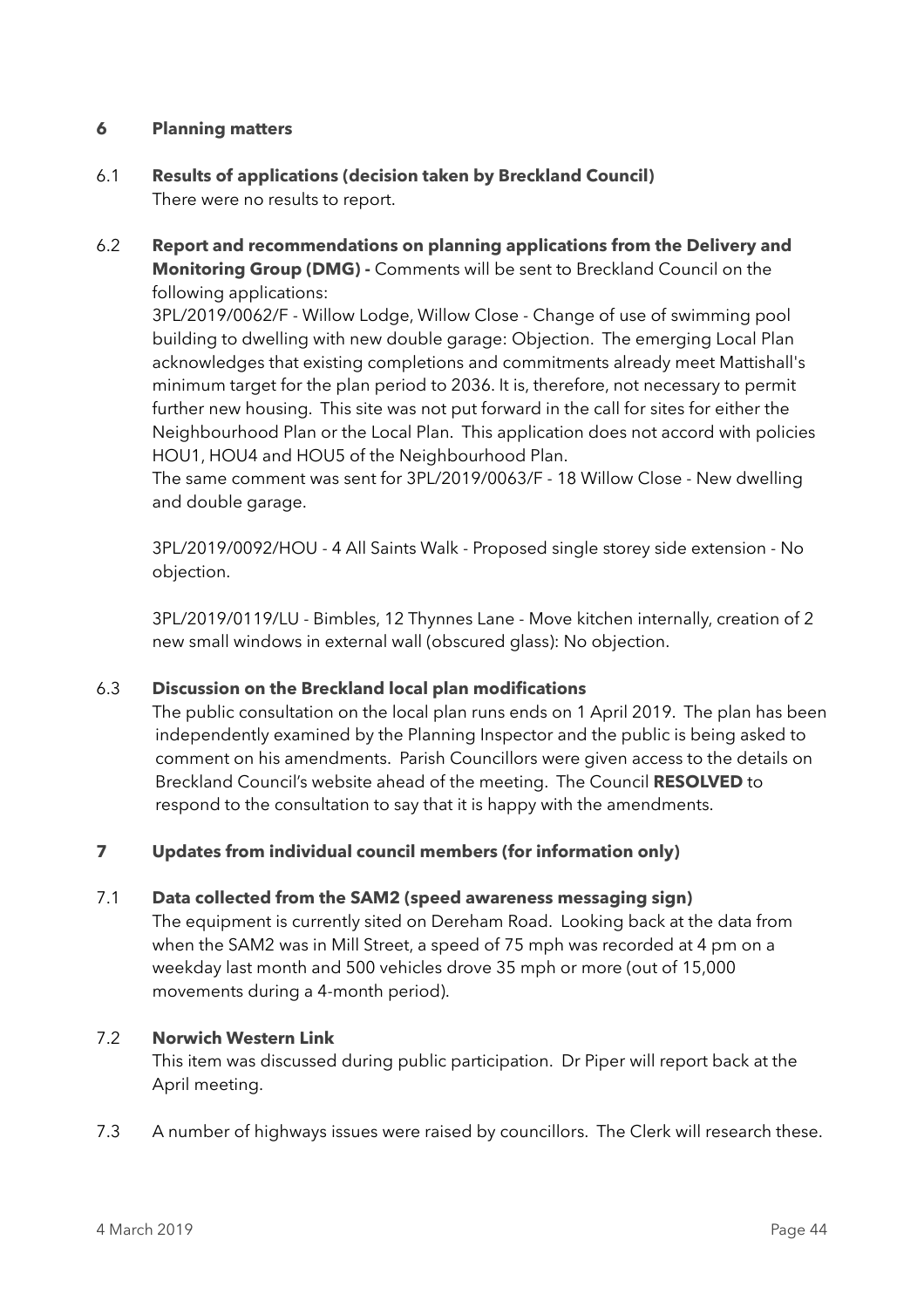## 6 Planning matters

### 6.1 Results of applications (decision taken by Breckland Council)

There were no results to report.

### 6.2 Report and recommendations on planning applications from the Delivery and Monitoring Group (DMG) -

Comments will be sent to Breckland Council on the following applications:

3PL/2019/0062/F - Willow Lodge, Willow Close - Change of use of swimming pool building to dwelling with new double garage: Objection. The emerging Local Plan acknowledges that existing completions and commitments already meet Mattishall's minimum target for the plan period to 2036. It is, therefore, not necessary to permit further new housing. This site was not put forward in the call for sites for either the Neighbourhood Plan or the Local Plan. This application does not accord with policies HOU1, HOU4 and HOU5 of the Neighbourhood Plan.

The same comment was sent for 3PL/2019/0063/F - 18 Willow Close - New dwelling and double garage.

3PL/2019/0092/HOU - 4 All Saints Walk - Proposed single storey side extension - No objection.

3PL/2019/0119/LU - Bimbles, 12 Thynnes Lane - Move kitchen internally, creation of 2 new small windows in external wall (obscured glass): No objection.

### 6.3 Discussion on the Breckland local plan modifications

The public consultation on the local plan runs ends on 1 April 2019. The plan has been independently examined by the Planning Inspector and the public is being asked to comment on his amendments. Parish Councillors were given access to the details on Breckland Council's website ahead of the meeting. The Council **RESOLVED** to respond to the consultation to say that it is happy with the amendments.

## 7 Updates from individual council members (for information only)

### 7.1 Data collected from the SAM2 (speed awareness messaging sign)

The equipment is currently sited on Dereham Road. Looking back at the data from when the SAM2 was in Mill Street, a speed of 75 mph was recorded at 4 pm on a weekday last month and 500 vehicles drove 35 mph or more (out of 15,000 movements during a 4-month period).

### 7.2 Norwich Western Link

This item was discussed during public participation. Dr Piper will report back at the April meeting.

7.3 A number of highways issues were raised by councillors. The Clerk will research these.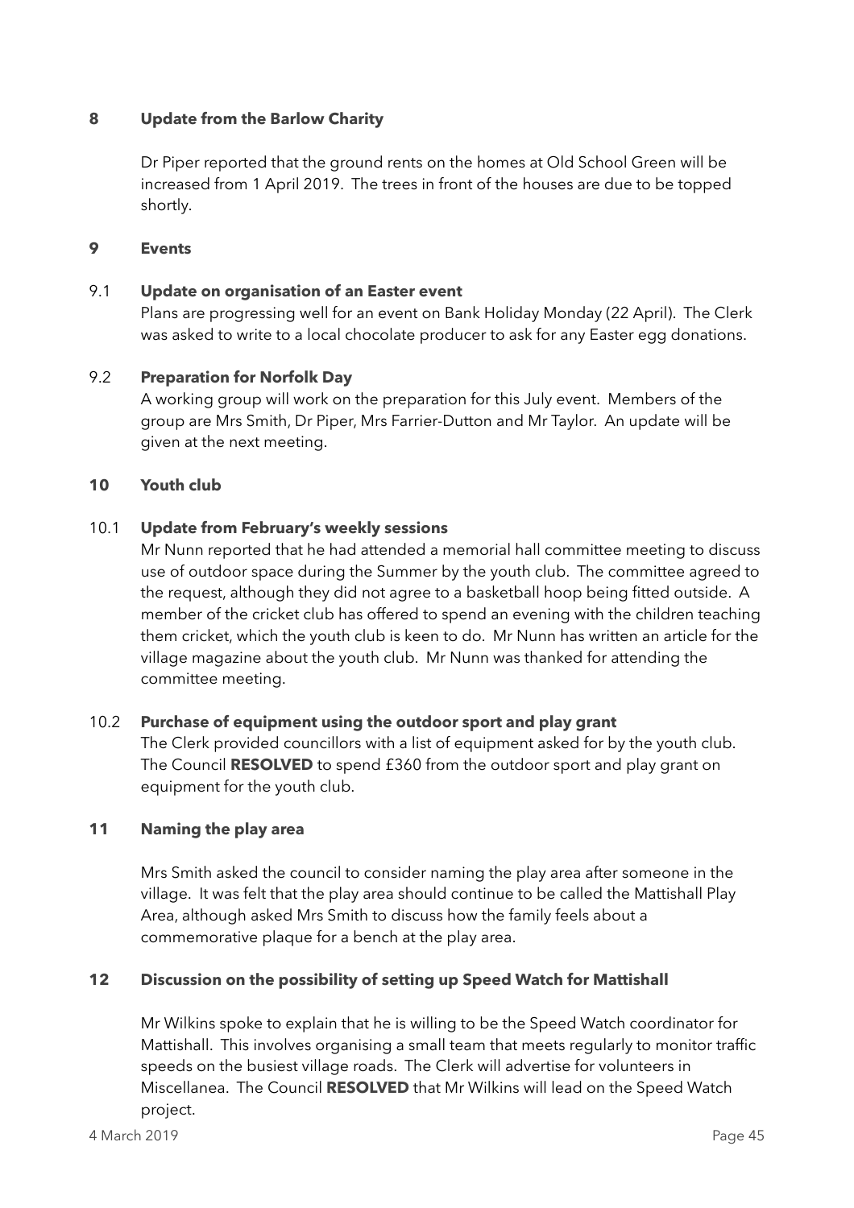## 8 Update from the Barlow Charity

Dr Piper reported that the ground rents on the homes at Old School Green will be increased from 1 April 2019. The trees in front of the houses are due to be topped shortly.

## 9 Events

### 9.1 Update on organisation of an Easter event

Plans are progressing well for an event on Bank Holiday Monday (22 April). The Clerk was asked to write to a local chocolate producer to ask for any Easter egg donations.

### 9.2 Preparation for Norfolk Day

A working group will work on the preparation for this July event. Members of the group are Mrs Smith, Dr Piper, Mrs Farrier-Dutton and Mr Taylor. An update will be given at the next meeting.

## 10 Youth club

### 10.1 Update from February's weekly sessions

Mr Nunn reported that he had attended a memorial hall committee meeting to discuss use of outdoor space during the Summer by the youth club. The committee agreed to the request, although they did not agree to a basketball hoop being fitted outside. A member of the cricket club has offered to spend an evening with the children teaching them cricket, which the youth club is keen to do. Mr Nunn has written an article for the village magazine about the youth club. Mr Nunn was thanked for attending the committee meeting.

### 10.2 Purchase of equipment using the outdoor sport and play grant

The Clerk provided councillors with a list of equipment asked for by the youth club. The Council **RESOLVED** to spend £360 from the outdoor sport and play grant on equipment for the youth club.

## 11 Naming the play area

Mrs Smith asked the council to consider naming the play area after someone in the village. It was felt that the play area should continue to be called the Mattishall Play Area, although asked Mrs Smith to discuss how the family feels about a commemorative plaque for a bench at the play area.

## 12 Discussion on the possibility of setting up Speed Watch for Mattishall

Mr Wilkins spoke to explain that he is willing to be the Speed Watch coordinator for Mattishall. This involves organising a small team that meets regularly to monitor traffic speeds on the busiest village roads. The Clerk will advertise for volunteers in Miscellanea. The Council **RESOLVED** that Mr Wilkins will lead on the Speed Watch project.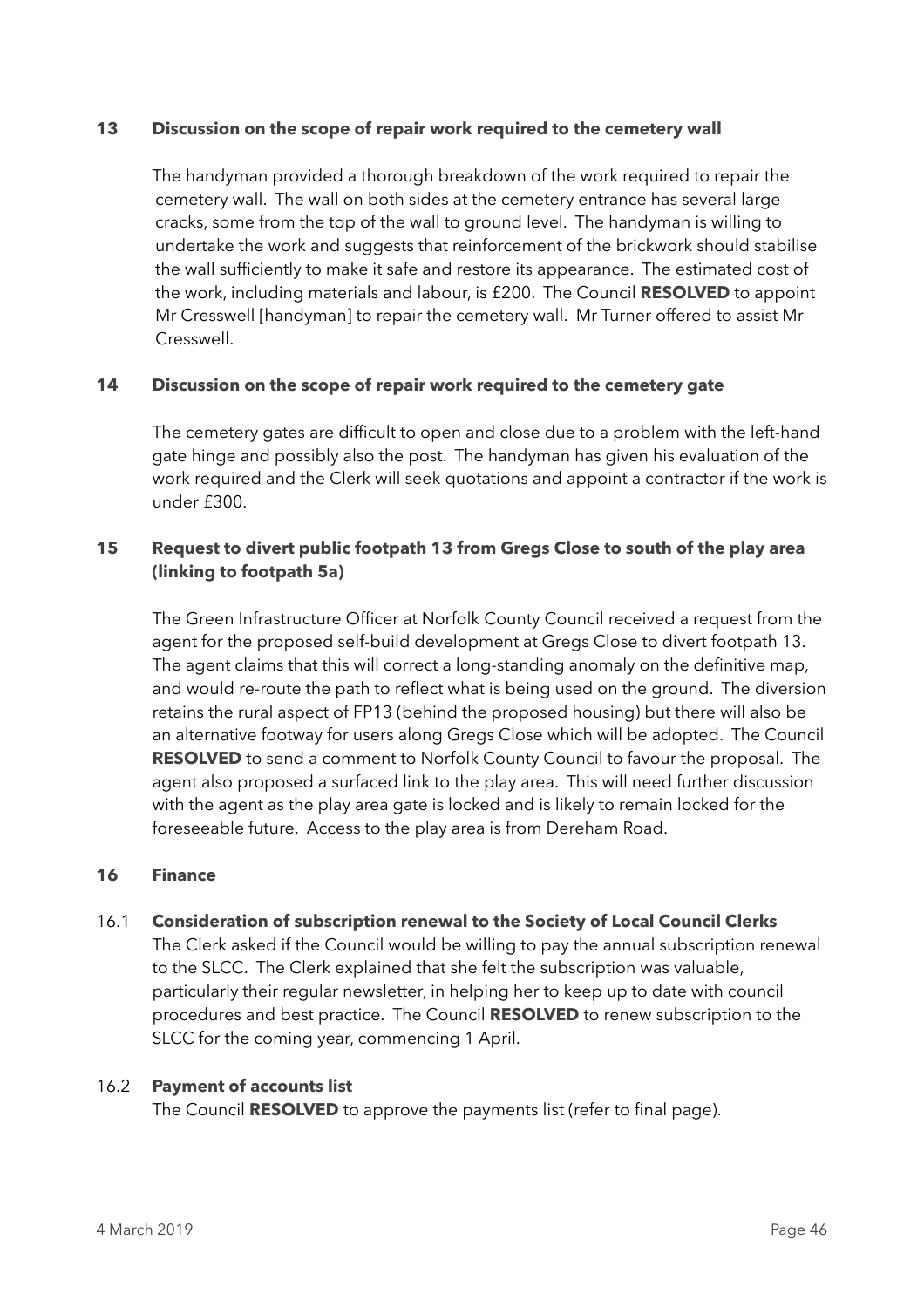**13 Discussion on the scope of repair work required to the cemetery wall**

The handyman provided a thorough breakdown of the work required to repair the cemetery wall. The wall on both sides at the cemetery entrance has several large cracks, some from the top of the wall to ground level. The handyman is willing to undertake the work and suggests that reinforcement of the brickwork should stabilise the wall sufficiently to make it safe and restore its appearance. The estimated cost of the work, including materials and labour, is £200. The Council **RESOLVED** to appoint Mr Cresswell [handyman] to repair the cemetery wall. Mr Turner offered to assist Mr Cresswell.

**14 Discussion on the scope of repair work required to the cemetery gate**

The cemetery gates are difficult to open and close due to a problem with the left-hand gate hinge and possibly also the post. The handyman has given his evaluation of the work required and the Clerk will seek quotations and appoint a contractor if the work is under £300.

**15 Request to divert public footpath 13 from Gregs Close to south of the play area (linking to footpath 5a)**

The Green Infrastructure Officer at Norfolk County Council received a request from the agent for the proposed self-build development at Gregs Close to divert footpath 13. The agent claims that this will correct a long-standing anomaly on the definitive map, and would re-route the path to reflect what is being used on the ground. The diversion retains the rural aspect of FP13 (behind the proposed housing) but there will also be an alternative footway for users along Gregs Close which will be adopted. The Council **RESOLVED** to send a comment to Norfolk County Council to favour the proposal. The agent also proposed a surfaced link to the play area. This will need further discussion with the agent as the play area gate is locked and is likely to remain locked for the foreseeable future. Access to the play area is from Dereham Road.

**16 Finance**

16.1 **Consideration of subscription renewal to the Society of Local Council Clerks**
The Clerk asked if the Council would be willing to pay the annual subscription renewal to the SLCC. The Clerk explained that she felt the subscription was valuable, particularly their regular newsletter, in helping her to keep up to date with council procedures and best practice. The Council **RESOLVED** to renew subscription to the SLCC for the coming year, commencing 1 April.

16.2 **Payment of accounts list**
The Council **RESOLVED** to approve the payments list (refer to final page).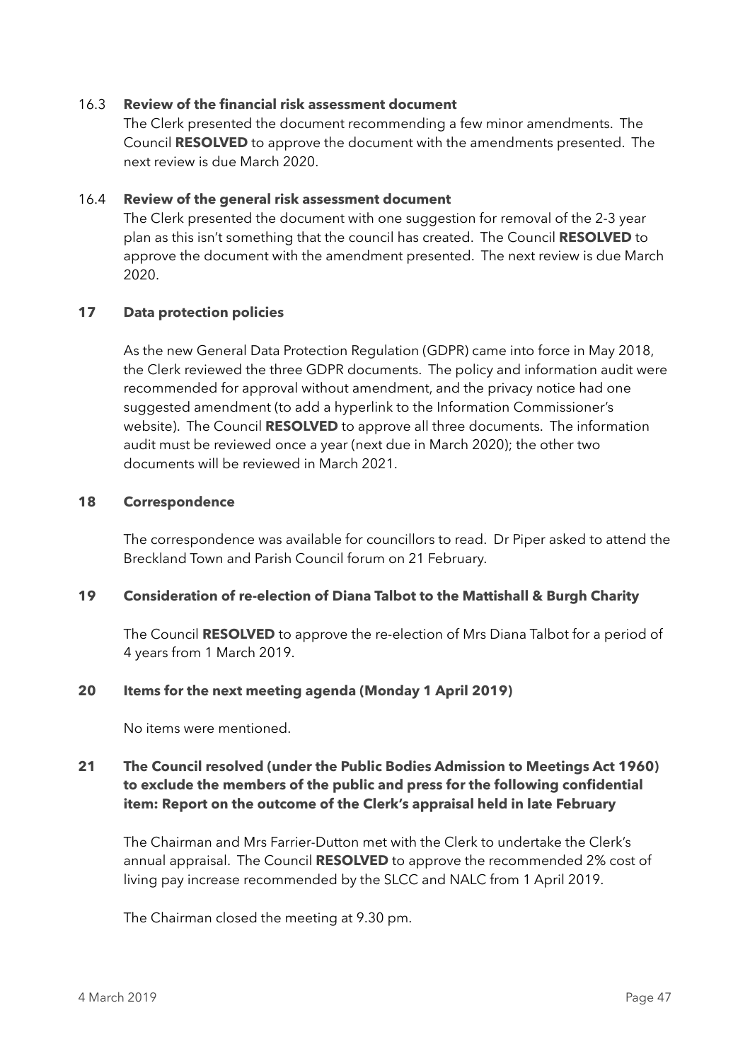### 16.3 Review of the financial risk assessment document

The Clerk presented the document recommending a few minor amendments. The Council **RESOLVED** to approve the document with the amendments presented. The next review is due March 2020.

### 16.4 Review of the general risk assessment document

The Clerk presented the document with one suggestion for removal of the 2-3 year plan as this isn't something that the council has created. The Council **RESOLVED** to approve the document with the amendment presented. The next review is due March 2020.

## 17 Data protection policies

As the new General Data Protection Regulation (GDPR) came into force in May 2018, the Clerk reviewed the three GDPR documents. The policy and information audit were recommended for approval without amendment, and the privacy notice had one suggested amendment (to add a hyperlink to the Information Commissioner's website). The Council **RESOLVED** to approve all three documents. The information audit must be reviewed once a year (next due in March 2020); the other two documents will be reviewed in March 2021.

## 18 Correspondence

The correspondence was available for councillors to read. Dr Piper asked to attend the Breckland Town and Parish Council forum on 21 February.

## 19 Consideration of re-election of Diana Talbot to the Mattishall & Burgh Charity

The Council **RESOLVED** to approve the re-election of Mrs Diana Talbot for a period of 4 years from 1 March 2019.

## 20 Items for the next meeting agenda (Monday 1 April 2019)

No items were mentioned.

## 21 The Council resolved (under the Public Bodies Admission to Meetings Act 1960) to exclude the members of the public and press for the following confidential item: Report on the outcome of the Clerk's appraisal held in late February

The Chairman and Mrs Farrier-Dutton met with the Clerk to undertake the Clerk's annual appraisal. The Council **RESOLVED** to approve the recommended 2% cost of living pay increase recommended by the SLCC and NALC from 1 April 2019.

The Chairman closed the meeting at 9.30 pm.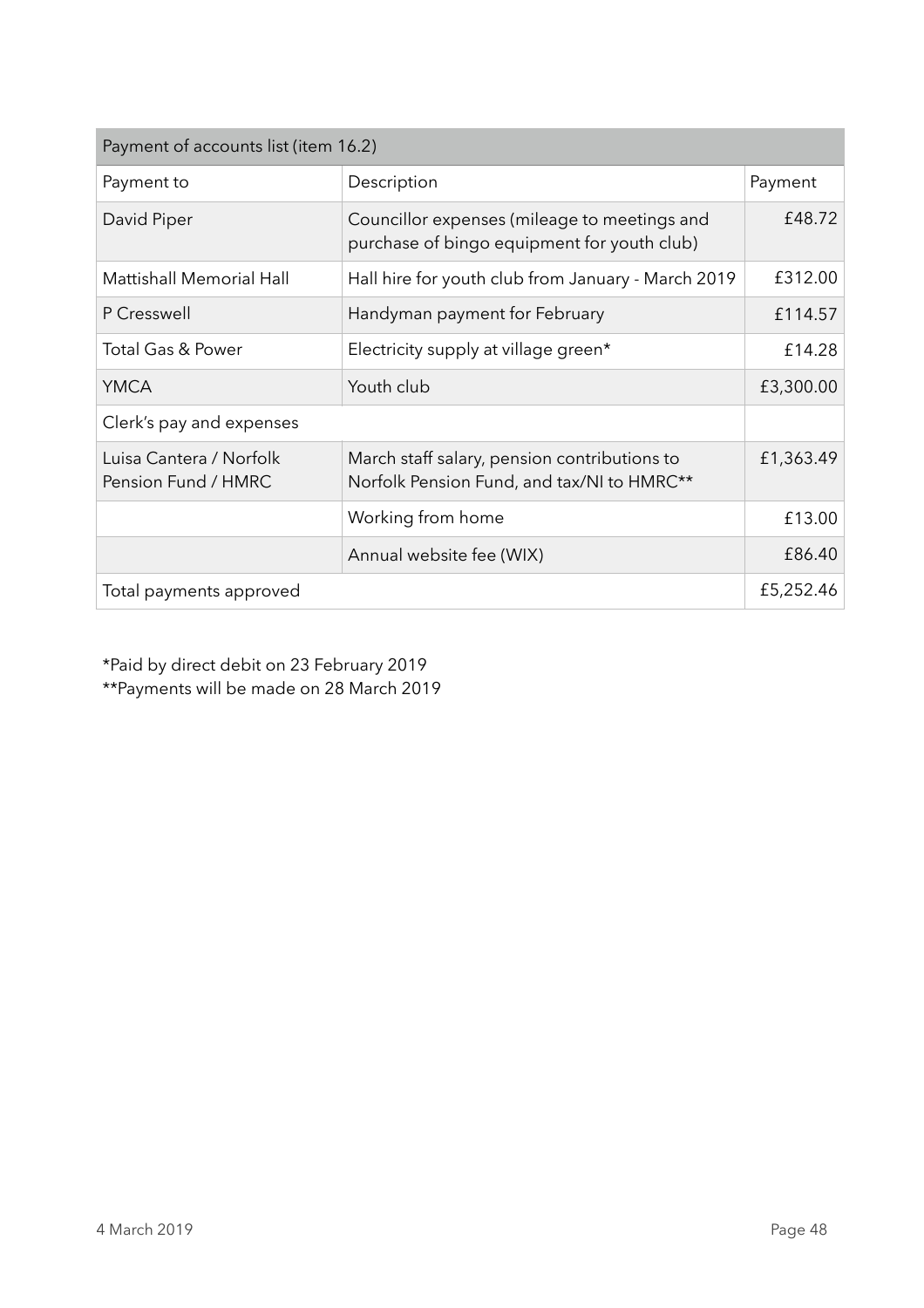| Payment of accounts list (item 16.2) | | |
|---|---|---|
| Payment to | Description | Payment |
| David Piper | Councillor expenses (mileage to meetings and purchase of bingo equipment for youth club) | £48.72 |
| Mattishall Memorial Hall | Hall hire for youth club from January - March 2019 | £312.00 |
| P Cresswell | Handyman payment for February | £114.57 |
| Total Gas & Power | Electricity supply at village green* | £14.28 |
| YMCA | Youth club | £3,300.00 |
| Clerk's pay and expenses | | |
| Luisa Cantera / Norfolk Pension Fund / HMRC | March staff salary, pension contributions to Norfolk Pension Fund, and tax/NI to HMRC** | £1,363.49 |
| | Working from home | £13.00 |
| | Annual website fee (WIX) | £86.40 |
| Total payments approved | | £5,252.46 |

*Paid by direct debit on 23 February 2019

**Payments will be made on 28 March 2019